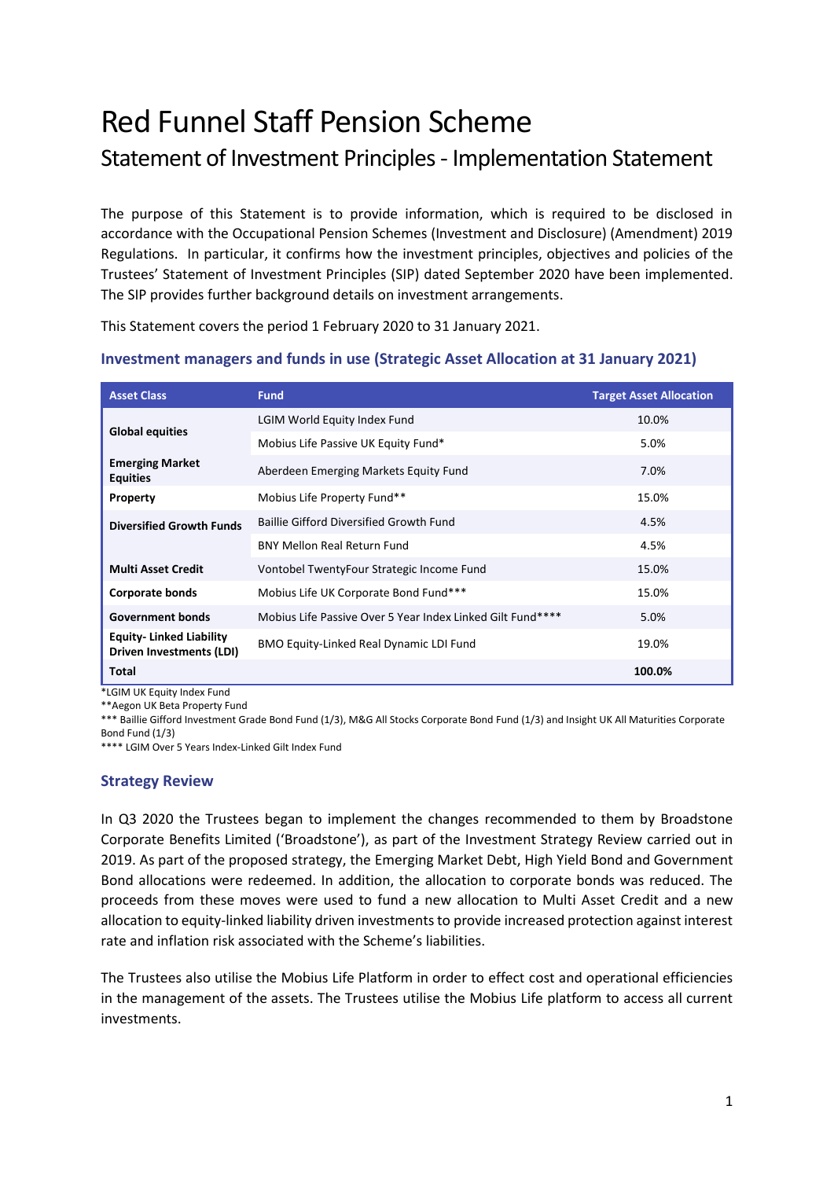# Red Funnel Staff Pension Scheme

## Statement of Investment Principles - Implementation Statement

The purpose of this Statement is to provide information, which is required to be disclosed in accordance with the Occupational Pension Schemes (Investment and Disclosure) (Amendment) 2019 Regulations. In particular, it confirms how the investment principles, objectives and policies of the Trustees' Statement of Investment Principles (SIP) dated September 2020 have been implemented. The SIP provides further background details on investment arrangements.

This Statement covers the period 1 February 2020 to 31 January 2021.

### Investment managers and funds in use (Strategic Asset Allocation at 31 January 2021)

| Asset Class | Fund | Target Asset Allocation |
|---|---|---|
| **Global equities** | LGIM World Equity Index Fund | 10.0% |
| | Mobius Life Passive UK Equity Fund* | 5.0% |
| **Emerging Market Equities** | Aberdeen Emerging Markets Equity Fund | 7.0% |
| **Property** | Mobius Life Property Fund** | 15.0% |
| **Diversified Growth Funds** | Baillie Gifford Diversified Growth Fund | 4.5% |
| | BNY Mellon Real Return Fund | 4.5% |
| **Multi Asset Credit** | Vontobel TwentyFour Strategic Income Fund | 15.0% |
| **Corporate bonds** | Mobius Life UK Corporate Bond Fund*** | 15.0% |
| **Government bonds** | Mobius Life Passive Over 5 Year Index Linked Gilt Fund**** | 5.0% |
| **Equity- Linked Liability Driven Investments (LDI)** | BMO Equity-Linked Real Dynamic LDI Fund | 19.0% |
| **Total** | | **100.0%** |

*LGIM UK Equity Index Fund

**Aegon UK Beta Property Fund

*** Baillie Gifford Investment Grade Bond Fund (1/3), M&G All Stocks Corporate Bond Fund (1/3) and Insight UK All Maturities Corporate Bond Fund (1/3)

**** LGIM Over 5 Years Index-Linked Gilt Index Fund

### Strategy Review

In Q3 2020 the Trustees began to implement the changes recommended to them by Broadstone Corporate Benefits Limited ('Broadstone'), as part of the Investment Strategy Review carried out in 2019. As part of the proposed strategy, the Emerging Market Debt, High Yield Bond and Government Bond allocations were redeemed. In addition, the allocation to corporate bonds was reduced. The proceeds from these moves were used to fund a new allocation to Multi Asset Credit and a new allocation to equity-linked liability driven investments to provide increased protection against interest rate and inflation risk associated with the Scheme's liabilities.

The Trustees also utilise the Mobius Life Platform in order to effect cost and operational efficiencies in the management of the assets. The Trustees utilise the Mobius Life platform to access all current investments.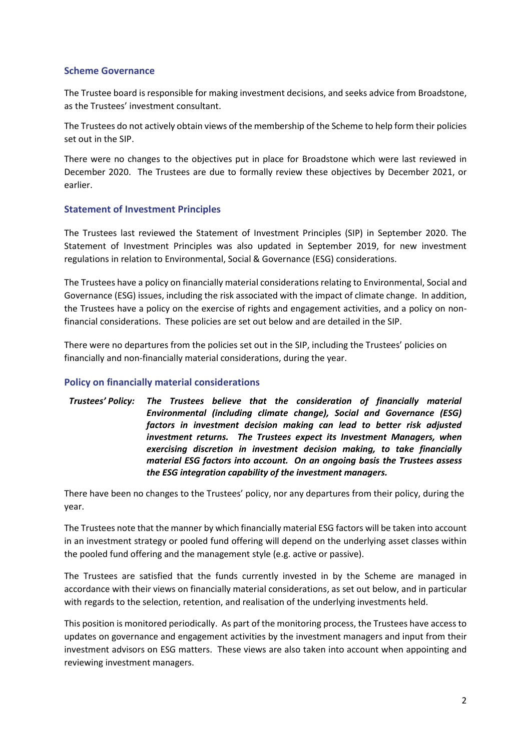## Scheme Governance

The Trustee board is responsible for making investment decisions, and seeks advice from Broadstone, as the Trustees' investment consultant.

The Trustees do not actively obtain views of the membership of the Scheme to help form their policies set out in the SIP.

There were no changes to the objectives put in place for Broadstone which were last reviewed in December 2020. The Trustees are due to formally review these objectives by December 2021, or earlier.

## Statement of Investment Principles

The Trustees last reviewed the Statement of Investment Principles (SIP) in September 2020. The Statement of Investment Principles was also updated in September 2019, for new investment regulations in relation to Environmental, Social & Governance (ESG) considerations.

The Trustees have a policy on financially material considerations relating to Environmental, Social and Governance (ESG) issues, including the risk associated with the impact of climate change. In addition, the Trustees have a policy on the exercise of rights and engagement activities, and a policy on non-financial considerations. These policies are set out below and are detailed in the SIP.

There were no departures from the policies set out in the SIP, including the Trustees' policies on financially and non-financially material considerations, during the year.

## Policy on financially material considerations

***Trustees' Policy:*** ***The Trustees believe that the consideration of financially material Environmental (including climate change), Social and Governance (ESG) factors in investment decision making can lead to better risk adjusted investment returns. The Trustees expect its Investment Managers, when exercising discretion in investment decision making, to take financially material ESG factors into account. On an ongoing basis the Trustees assess the ESG integration capability of the investment managers.***

There have been no changes to the Trustees' policy, nor any departures from their policy, during the year.

The Trustees note that the manner by which financially material ESG factors will be taken into account in an investment strategy or pooled fund offering will depend on the underlying asset classes within the pooled fund offering and the management style (e.g. active or passive).

The Trustees are satisfied that the funds currently invested in by the Scheme are managed in accordance with their views on financially material considerations, as set out below, and in particular with regards to the selection, retention, and realisation of the underlying investments held.

This position is monitored periodically. As part of the monitoring process, the Trustees have access to updates on governance and engagement activities by the investment managers and input from their investment advisors on ESG matters. These views are also taken into account when appointing and reviewing investment managers.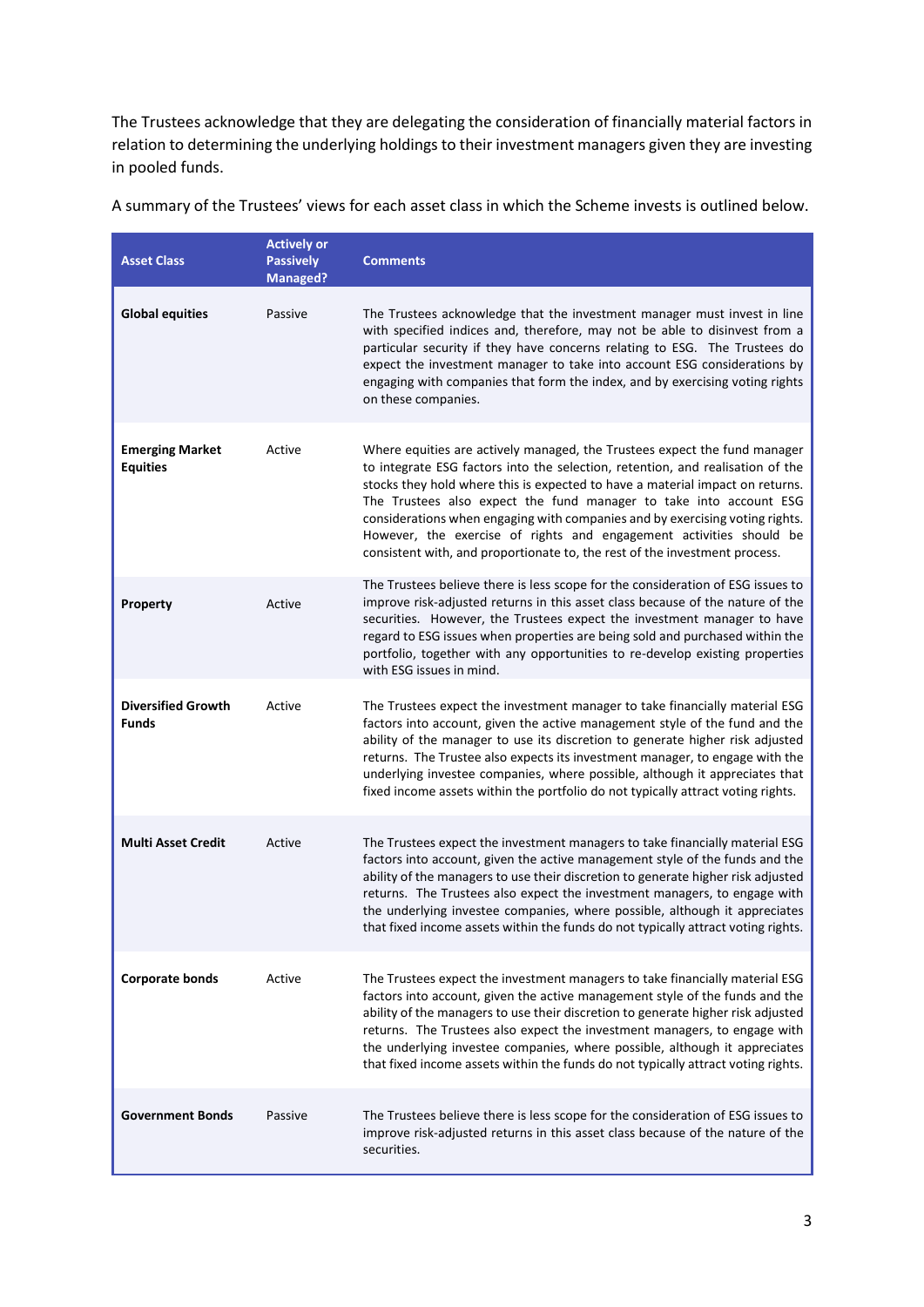The Trustees acknowledge that they are delegating the consideration of financially material factors in relation to determining the underlying holdings to their investment managers given they are investing in pooled funds.

A summary of the Trustees' views for each asset class in which the Scheme invests is outlined below.

| Asset Class | Actively or Passively Managed? | Comments |
|---|---|---|
| **Global equities** | Passive | The Trustees acknowledge that the investment manager must invest in line with specified indices and, therefore, may not be able to disinvest from a particular security if they have concerns relating to ESG. The Trustees do expect the investment manager to take into account ESG considerations by engaging with companies that form the index, and by exercising voting rights on these companies. |
| **Emerging Market Equities** | Active | Where equities are actively managed, the Trustees expect the fund manager to integrate ESG factors into the selection, retention, and realisation of the stocks they hold where this is expected to have a material impact on returns. The Trustees also expect the fund manager to take into account ESG considerations when engaging with companies and by exercising voting rights. However, the exercise of rights and engagement activities should be consistent with, and proportionate to, the rest of the investment process. |
| **Property** | Active | The Trustees believe there is less scope for the consideration of ESG issues to improve risk-adjusted returns in this asset class because of the nature of the securities. However, the Trustees expect the investment manager to have regard to ESG issues when properties are being sold and purchased within the portfolio, together with any opportunities to re-develop existing properties with ESG issues in mind. |
| **Diversified Growth Funds** | Active | The Trustees expect the investment manager to take financially material ESG factors into account, given the active management style of the fund and the ability of the manager to use its discretion to generate higher risk adjusted returns. The Trustee also expects its investment manager, to engage with the underlying investee companies, where possible, although it appreciates that fixed income assets within the portfolio do not typically attract voting rights. |
| **Multi Asset Credit** | Active | The Trustees expect the investment managers to take financially material ESG factors into account, given the active management style of the funds and the ability of the managers to use their discretion to generate higher risk adjusted returns. The Trustees also expect the investment managers, to engage with the underlying investee companies, where possible, although it appreciates that fixed income assets within the funds do not typically attract voting rights. |
| **Corporate bonds** | Active | The Trustees expect the investment managers to take financially material ESG factors into account, given the active management style of the funds and the ability of the managers to use their discretion to generate higher risk adjusted returns. The Trustees also expect the investment managers, to engage with the underlying investee companies, where possible, although it appreciates that fixed income assets within the funds do not typically attract voting rights. |
| **Government Bonds** | Passive | The Trustees believe there is less scope for the consideration of ESG issues to improve risk-adjusted returns in this asset class because of the nature of the securities. |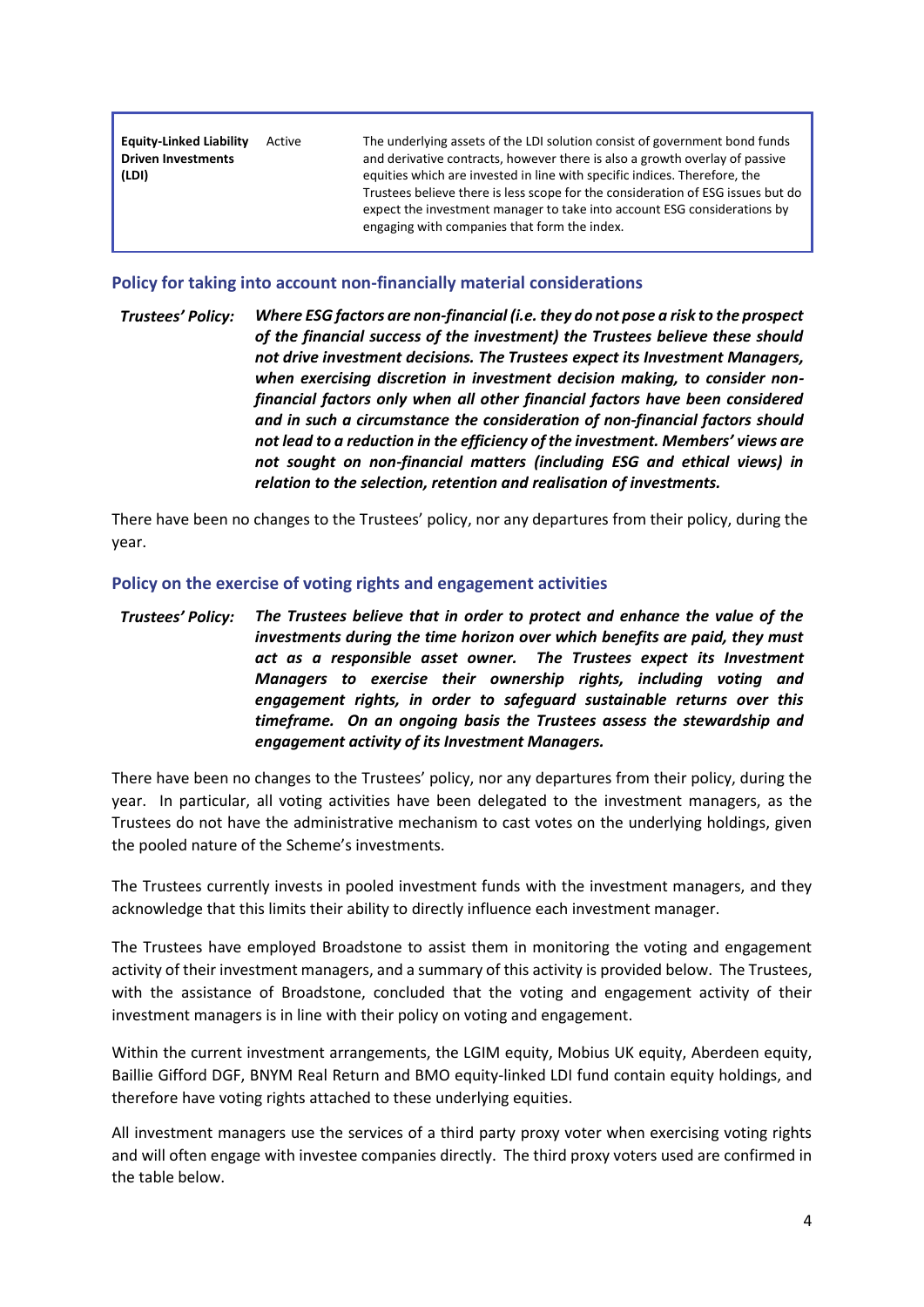| Equity-Linked Liability Driven Investments (LDI) | Active | The underlying assets of the LDI solution consist of government bond funds and derivative contracts, however there is also a growth overlay of passive equities which are invested in line with specific indices. Therefore, the Trustees believe there is less scope for the consideration of ESG issues but do expect the investment manager to take into account ESG considerations by engaging with companies that form the index. |
|---|---|---|

### Policy for taking into account non-financially material considerations

***Trustees' Policy:*** ***Where ESG factors are non-financial (i.e. they do not pose a risk to the prospect of the financial success of the investment) the Trustees believe these should not drive investment decisions. The Trustees expect its Investment Managers, when exercising discretion in investment decision making, to consider non-financial factors only when all other financial factors have been considered and in such a circumstance the consideration of non-financial factors should not lead to a reduction in the efficiency of the investment. Members' views are not sought on non-financial matters (including ESG and ethical views) in relation to the selection, retention and realisation of investments.***

There have been no changes to the Trustees' policy, nor any departures from their policy, during the year.

### Policy on the exercise of voting rights and engagement activities

***Trustees' Policy:*** ***The Trustees believe that in order to protect and enhance the value of the investments during the time horizon over which benefits are paid, they must act as a responsible asset owner. The Trustees expect its Investment Managers to exercise their ownership rights, including voting and engagement rights, in order to safeguard sustainable returns over this timeframe. On an ongoing basis the Trustees assess the stewardship and engagement activity of its Investment Managers.***

There have been no changes to the Trustees' policy, nor any departures from their policy, during the year. In particular, all voting activities have been delegated to the investment managers, as the Trustees do not have the administrative mechanism to cast votes on the underlying holdings, given the pooled nature of the Scheme's investments.

The Trustees currently invests in pooled investment funds with the investment managers, and they acknowledge that this limits their ability to directly influence each investment manager.

The Trustees have employed Broadstone to assist them in monitoring the voting and engagement activity of their investment managers, and a summary of this activity is provided below. The Trustees, with the assistance of Broadstone, concluded that the voting and engagement activity of their investment managers is in line with their policy on voting and engagement.

Within the current investment arrangements, the LGIM equity, Mobius UK equity, Aberdeen equity, Baillie Gifford DGF, BNYM Real Return and BMO equity-linked LDI fund contain equity holdings, and therefore have voting rights attached to these underlying equities.

All investment managers use the services of a third party proxy voter when exercising voting rights and will often engage with investee companies directly. The third proxy voters used are confirmed in the table below.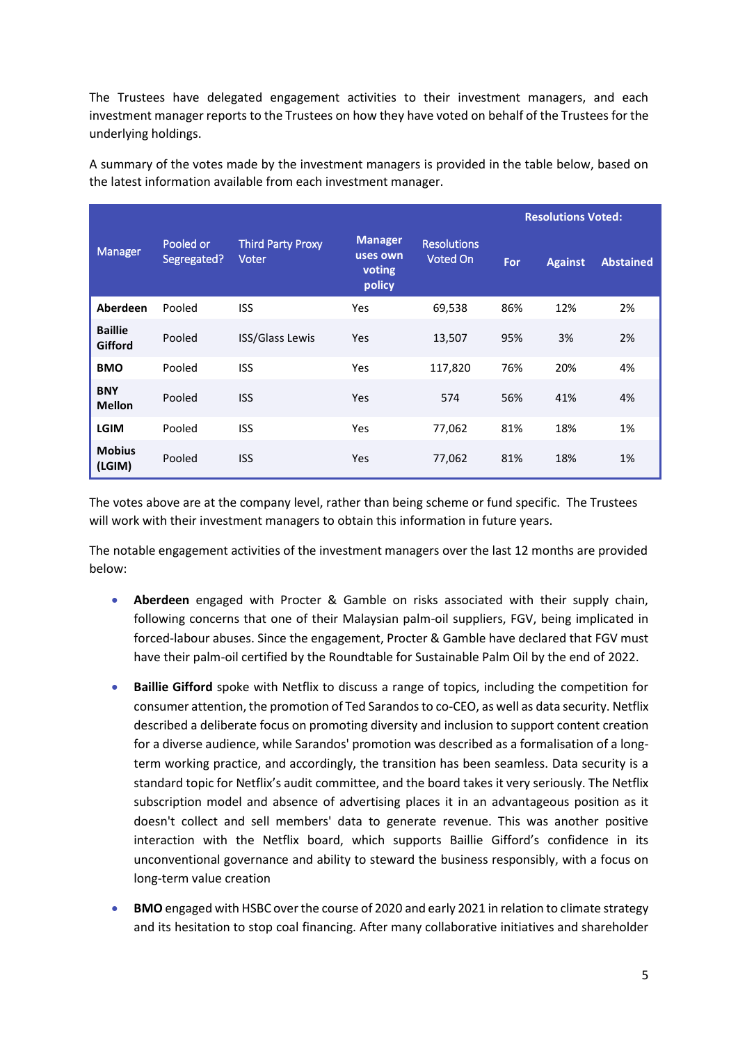The Trustees have delegated engagement activities to their investment managers, and each investment manager reports to the Trustees on how they have voted on behalf of the Trustees for the underlying holdings.

A summary of the votes made by the investment managers is provided in the table below, based on the latest information available from each investment manager.

| Manager | Pooled or Segregated? | Third Party Proxy Voter | Manager uses own voting policy | Resolutions Voted On | Resolutions Voted: | | |
|---|---|---|---|---|---|---|---|
| | | | | | For | Against | Abstained |
| **Aberdeen** | Pooled | ISS | Yes | 69,538 | 86% | 12% | 2% |
| **Baillie Gifford** | Pooled | ISS/Glass Lewis | Yes | 13,507 | 95% | 3% | 2% |
| **BMO** | Pooled | ISS | Yes | 117,820 | 76% | 20% | 4% |
| **BNY Mellon** | Pooled | ISS | Yes | 574 | 56% | 41% | 4% |
| **LGIM** | Pooled | ISS | Yes | 77,062 | 81% | 18% | 1% |
| **Mobius (LGIM)** | Pooled | ISS | Yes | 77,062 | 81% | 18% | 1% |

The votes above are at the company level, rather than being scheme or fund specific. The Trustees will work with their investment managers to obtain this information in future years.

The notable engagement activities of the investment managers over the last 12 months are provided below:

- **Aberdeen** engaged with Procter & Gamble on risks associated with their supply chain, following concerns that one of their Malaysian palm-oil suppliers, FGV, being implicated in forced-labour abuses. Since the engagement, Procter & Gamble have declared that FGV must have their palm-oil certified by the Roundtable for Sustainable Palm Oil by the end of 2022.
- **Baillie Gifford** spoke with Netflix to discuss a range of topics, including the competition for consumer attention, the promotion of Ted Sarandos to co-CEO, as well as data security. Netflix described a deliberate focus on promoting diversity and inclusion to support content creation for a diverse audience, while Sarandos' promotion was described as a formalisation of a long-term working practice, and accordingly, the transition has been seamless. Data security is a standard topic for Netflix's audit committee, and the board takes it very seriously. The Netflix subscription model and absence of advertising places it in an advantageous position as it doesn't collect and sell members' data to generate revenue. This was another positive interaction with the Netflix board, which supports Baillie Gifford's confidence in its unconventional governance and ability to steward the business responsibly, with a focus on long-term value creation
- **BMO** engaged with HSBC over the course of 2020 and early 2021 in relation to climate strategy and its hesitation to stop coal financing. After many collaborative initiatives and shareholder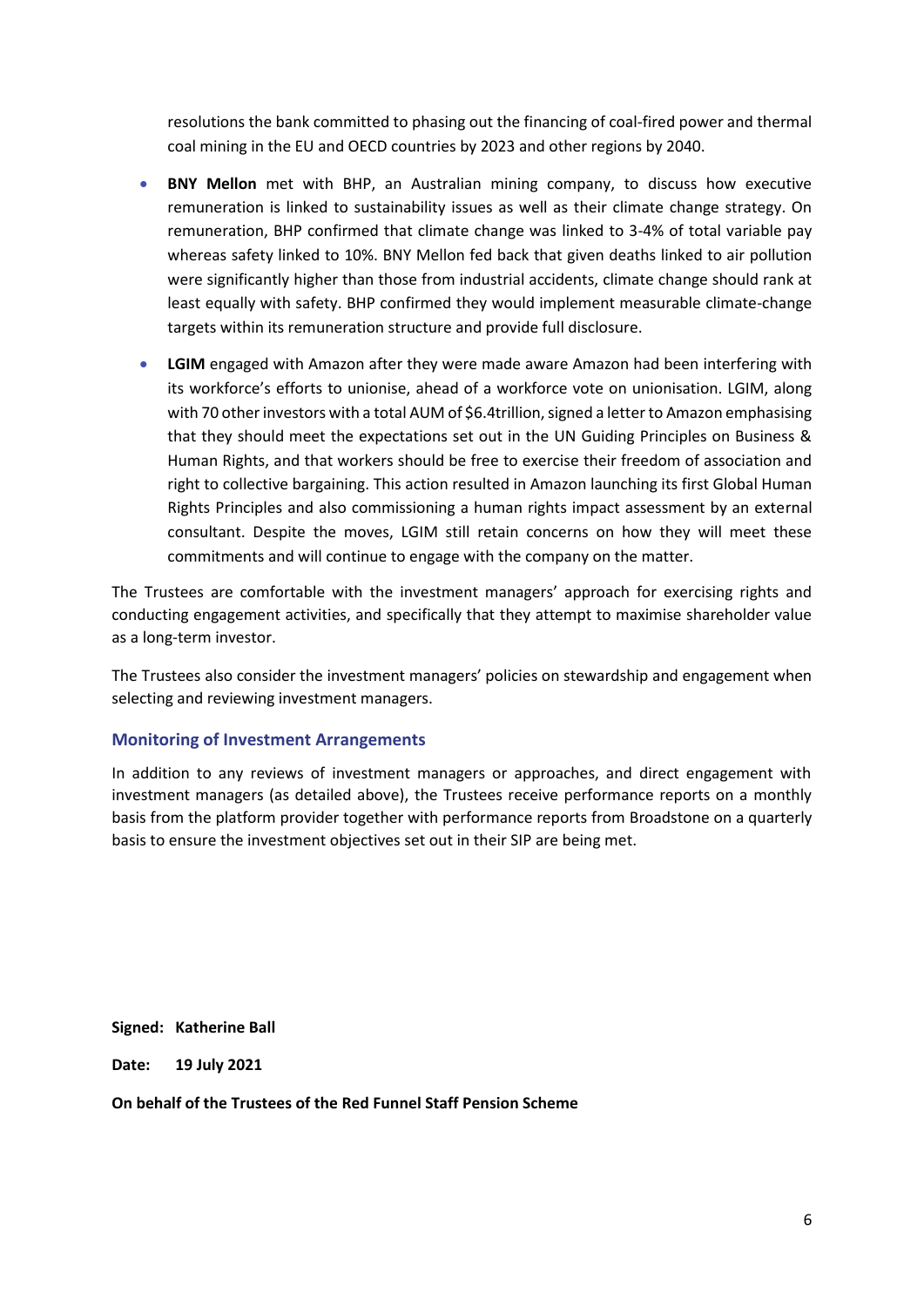resolutions the bank committed to phasing out the financing of coal-fired power and thermal coal mining in the EU and OECD countries by 2023 and other regions by 2040.

- **BNY Mellon** met with BHP, an Australian mining company, to discuss how executive remuneration is linked to sustainability issues as well as their climate change strategy. On remuneration, BHP confirmed that climate change was linked to 3-4% of total variable pay whereas safety linked to 10%. BNY Mellon fed back that given deaths linked to air pollution were significantly higher than those from industrial accidents, climate change should rank at least equally with safety. BHP confirmed they would implement measurable climate-change targets within its remuneration structure and provide full disclosure.
- **LGIM** engaged with Amazon after they were made aware Amazon had been interfering with its workforce's efforts to unionise, ahead of a workforce vote on unionisation. LGIM, along with 70 other investors with a total AUM of $6.4trillion, signed a letter to Amazon emphasising that they should meet the expectations set out in the UN Guiding Principles on Business & Human Rights, and that workers should be free to exercise their freedom of association and right to collective bargaining. This action resulted in Amazon launching its first Global Human Rights Principles and also commissioning a human rights impact assessment by an external consultant. Despite the moves, LGIM still retain concerns on how they will meet these commitments and will continue to engage with the company on the matter.

The Trustees are comfortable with the investment managers' approach for exercising rights and conducting engagement activities, and specifically that they attempt to maximise shareholder value as a long-term investor.

The Trustees also consider the investment managers' policies on stewardship and engagement when selecting and reviewing investment managers.

### Monitoring of Investment Arrangements

In addition to any reviews of investment managers or approaches, and direct engagement with investment managers (as detailed above), the Trustees receive performance reports on a monthly basis from the platform provider together with performance reports from Broadstone on a quarterly basis to ensure the investment objectives set out in their SIP are being met.

**Signed: Katherine Ball**

**Date: 19 July 2021**

**On behalf of the Trustees of the Red Funnel Staff Pension Scheme**